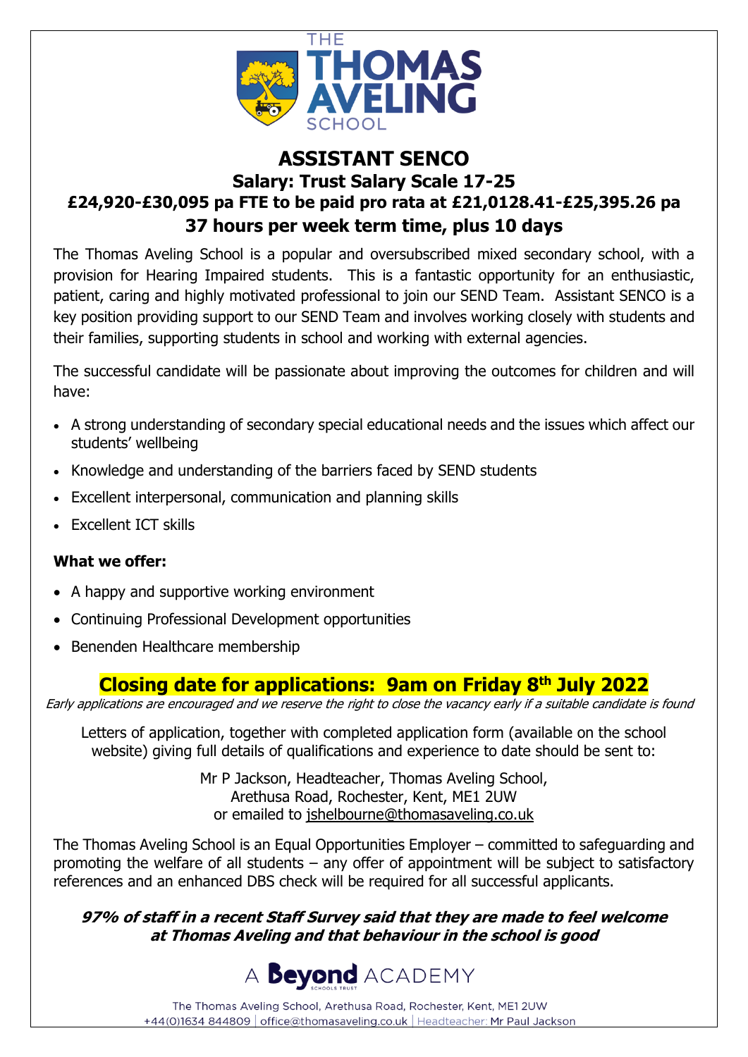THE THOMAS AVELING SCHOOL

# ASSISTANT SENCO

## Salary: Trust Salary Scale 17-25

## £24,920-£30,095 pa FTE to be paid pro rata at £21,0128.41-£25,395.26 pa

## 37 hours per week term time, plus 10 days

The Thomas Aveling School is a popular and oversubscribed mixed secondary school, with a provision for Hearing Impaired students. This is a fantastic opportunity for an enthusiastic, patient, caring and highly motivated professional to join our SEND Team. Assistant SENCO is a key position providing support to our SEND Team and involves working closely with students and their families, supporting students in school and working with external agencies.

The successful candidate will be passionate about improving the outcomes for children and will have:

- A strong understanding of secondary special educational needs and the issues which affect our students' wellbeing
- Knowledge and understanding of the barriers faced by SEND students
- Excellent interpersonal, communication and planning skills
- Excellent ICT skills

**What we offer:**

- A happy and supportive working environment
- Continuing Professional Development opportunities
- Benenden Healthcare membership

## Closing date for applications: 9am on Friday 8th July 2022

*Early applications are encouraged and we reserve the right to close the vacancy early if a suitable candidate is found*

Letters of application, together with completed application form (available on the school website) giving full details of qualifications and experience to date should be sent to:

Mr P Jackson, Headteacher, Thomas Aveling School,
Arethusa Road, Rochester, Kent, ME1 2UW
or emailed to jshelbourne@thomasaveling.co.uk

The Thomas Aveling School is an Equal Opportunities Employer – committed to safeguarding and promoting the welfare of all students – any offer of appointment will be subject to satisfactory references and an enhanced DBS check will be required for all successful applicants.

***97% of staff in a recent Staff Survey said that they are made to feel welcome at Thomas Aveling and that behaviour in the school is good***

A Beyond ACADEMY

The Thomas Aveling School, Arethusa Road, Rochester, Kent, ME1 2UW
+44(0)1634 844809 | office@thomasaveling.co.uk | Headteacher: Mr Paul Jackson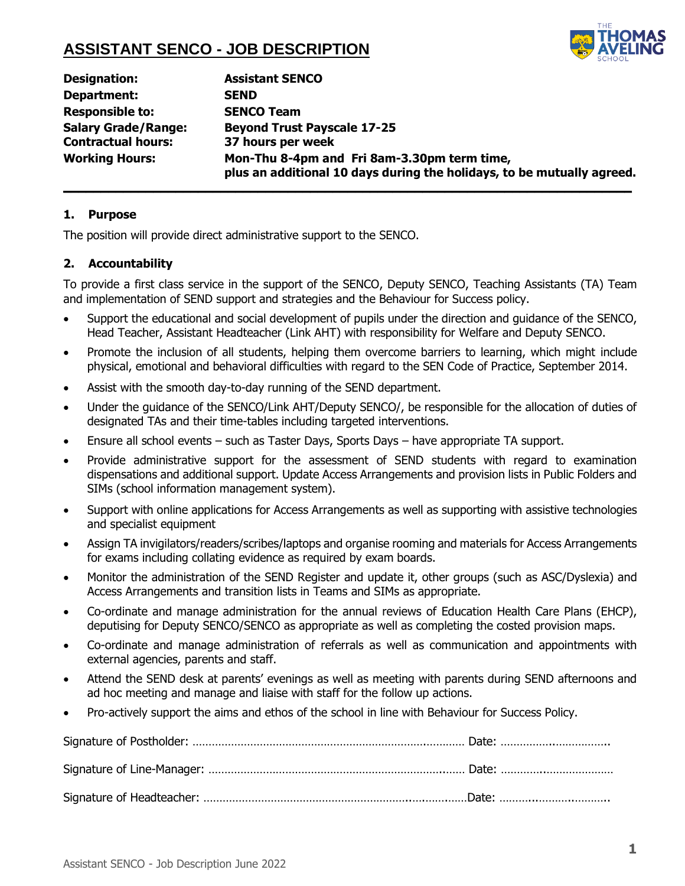# ASSISTANT SENCO - JOB DESCRIPTION

| | |
|---|---|
| **Designation:** | **Assistant SENCO** |
| **Department:** | **SEND** |
| **Responsible to:** | **SENCO Team** |
| **Salary Grade/Range:** | **Beyond Trust Payscale 17-25** |
| **Contractual hours:** | **37 hours per week** |
| **Working Hours:** | **Mon-Thu 8-4pm and Fri 8am-3.30pm term time, plus an additional 10 days during the holidays, to be mutually agreed.** |

---

## 1. Purpose

The position will provide direct administrative support to the SENCO.

## 2. Accountability

To provide a first class service in the support of the SENCO, Deputy SENCO, Teaching Assistants (TA) Team and implementation of SEND support and strategies and the Behaviour for Success policy.

- Support the educational and social development of pupils under the direction and guidance of the SENCO, Head Teacher, Assistant Headteacher (Link AHT) with responsibility for Welfare and Deputy SENCO.
- Promote the inclusion of all students, helping them overcome barriers to learning, which might include physical, emotional and behavioral difficulties with regard to the SEN Code of Practice, September 2014.
- Assist with the smooth day-to-day running of the SEND department.
- Under the guidance of the SENCO/Link AHT/Deputy SENCO/, be responsible for the allocation of duties of designated TAs and their time-tables including targeted interventions.
- Ensure all school events – such as Taster Days, Sports Days – have appropriate TA support.
- Provide administrative support for the assessment of SEND students with regard to examination dispensations and additional support. Update Access Arrangements and provision lists in Public Folders and SIMs (school information management system).
- Support with online applications for Access Arrangements as well as supporting with assistive technologies and specialist equipment
- Assign TA invigilators/readers/scribes/laptops and organise rooming and materials for Access Arrangements for exams including collating evidence as required by exam boards.
- Monitor the administration of the SEND Register and update it, other groups (such as ASC/Dyslexia) and Access Arrangements and transition lists in Teams and SIMs as appropriate.
- Co-ordinate and manage administration for the annual reviews of Education Health Care Plans (EHCP), deputising for Deputy SENCO/SENCO as appropriate as well as completing the costed provision maps.
- Co-ordinate and manage administration of referrals as well as communication and appointments with external agencies, parents and staff.
- Attend the SEND desk at parents' evenings as well as meeting with parents during SEND afternoons and ad hoc meeting and manage and liaise with staff for the follow up actions.
- Pro-actively support the aims and ethos of the school in line with Behaviour for Success Policy.

Signature of Postholder: ………………………………………………………………………… Date: ………………………………..

Signature of Line-Manager: …………………………………………………………………… Date: ………………………………

Signature of Headteacher: ……………………………………………………………………… Date: ………………………………..